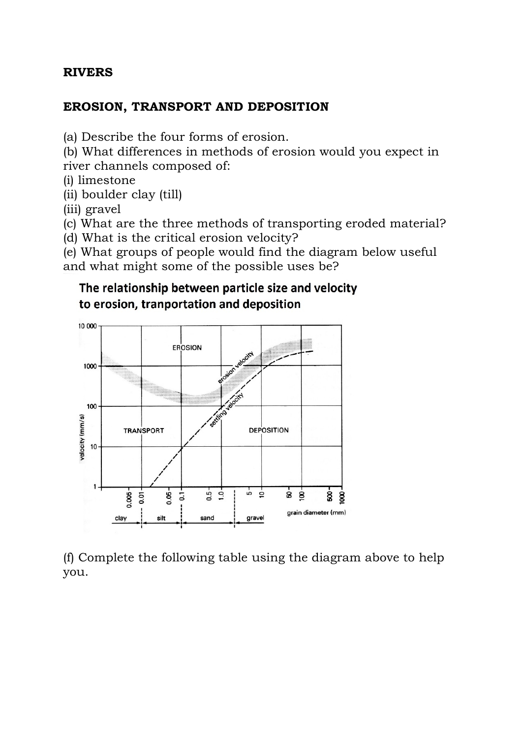**RIVERS**

**EROSION, TRANSPORT AND DEPOSITION**

(a) Describe the four forms of erosion.
(b) What differences in methods of erosion would you expect in river channels composed of:
(i) limestone
(ii) boulder clay (till)
(iii) gravel
(c) What are the three methods of transporting eroded material?
(d) What is the critical erosion velocity?
(e) What groups of people would find the diagram below useful and what might some of the possible uses be?

**The relationship between particle size and velocity to erosion, tranportation and deposition**

(f) Complete the following table using the diagram above to help you.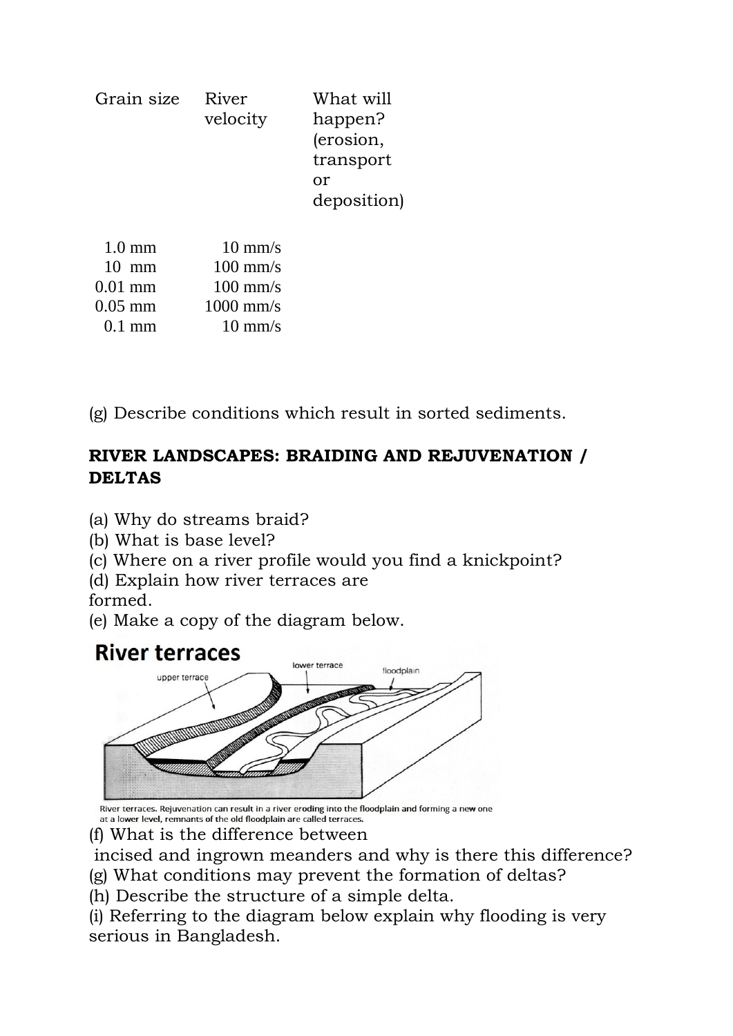| Grain size | River velocity | What will happen? (erosion, transport or deposition) |
|---|---|---|
| 1.0 mm | 10 mm/s | |
| 10 mm | 100 mm/s | |
| 0.01 mm | 100 mm/s | |
| 0.05 mm | 1000 mm/s | |
| 0.1 mm | 10 mm/s | |

(g) Describe conditions which result in sorted sediments.

## RIVER LANDSCAPES: BRAIDING AND REJUVENATION / DELTAS

(a) Why do streams braid?
(b) What is base level?
(c) Where on a river profile would you find a knickpoint?
(d) Explain how river terraces are formed.
(e) Make a copy of the diagram below.

**River terraces**

upper terrace, lower terrace, floodplain

River terraces. Rejuvenation can result in a river eroding into the floodplain and forming a new one at a lower level, remnants of the old floodplain are called terraces.

(f) What is the difference between incised and ingrown meanders and why is there this difference?
(g) What conditions may prevent the formation of deltas?
(h) Describe the structure of a simple delta.
(i) Referring to the diagram below explain why flooding is very serious in Bangladesh.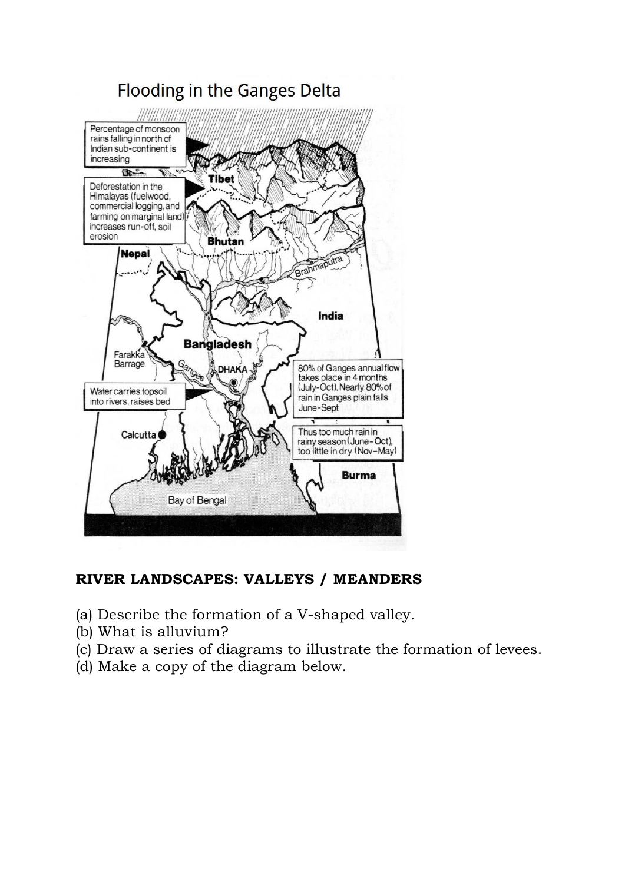## Flooding in the Ganges Delta

Percentage of monsoon rains falling in north of Indian sub-continent is increasing

Deforestation in the Himalayas (fuelwood, commercial logging, and farming on marginal land) increases run-off, soil erosion

Water carries topsoil into rivers, raises bed

80% of Ganges annual flow takes place in 4 months (July-Oct). Nearly 80% of rain in Ganges plain falls June-Sept

Thus too much rain in rainy season (June-Oct), too little in dry (Nov-May)

**RIVER LANDSCAPES: VALLEYS / MEANDERS**

(a) Describe the formation of a V-shaped valley.
(b) What is alluvium?
(c) Draw a series of diagrams to illustrate the formation of levees.
(d) Make a copy of the diagram below.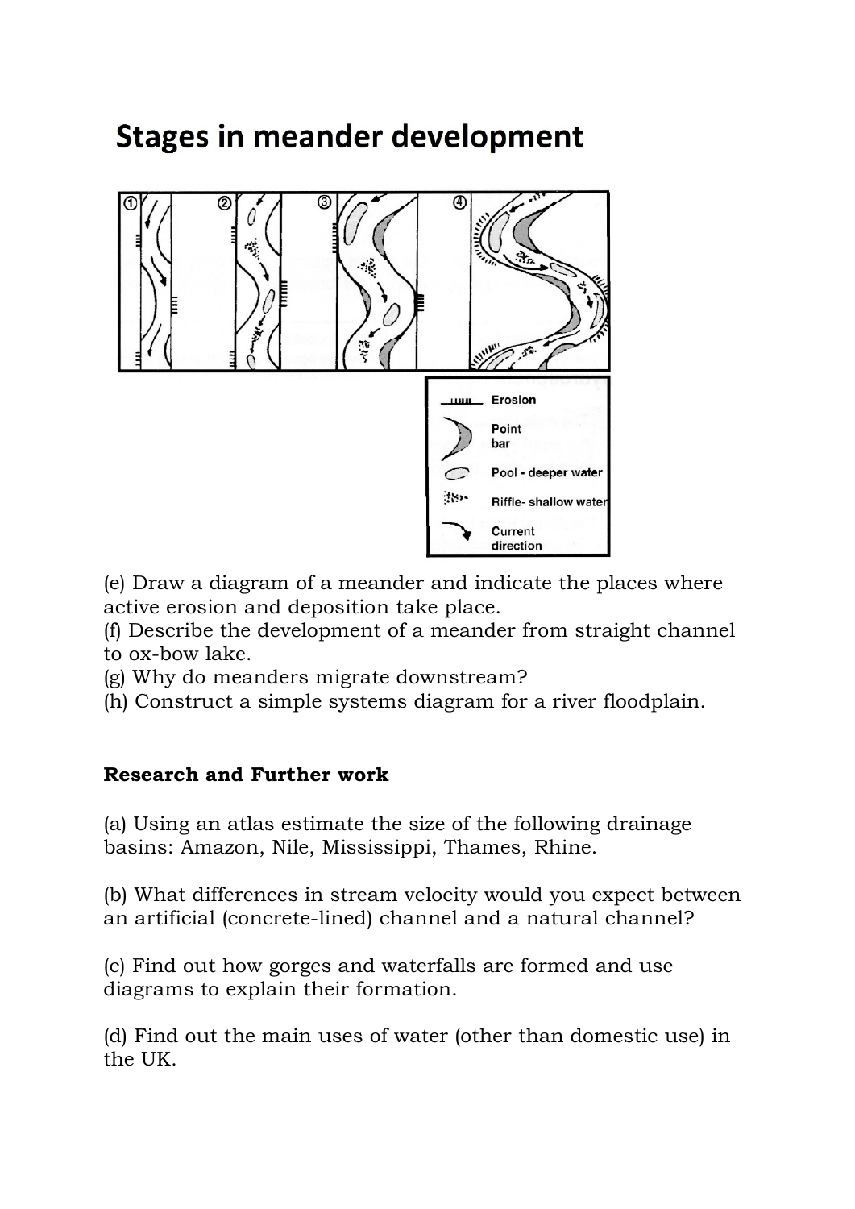## Stages in meander development

(e) Draw a diagram of a meander and indicate the places where active erosion and deposition take place.
(f) Describe the development of a meander from straight channel to ox-bow lake.
(g) Why do meanders migrate downstream?
(h) Construct a simple systems diagram for a river floodplain.

**Research and Further work**

(a) Using an atlas estimate the size of the following drainage basins: Amazon, Nile, Mississippi, Thames, Rhine.

(b) What differences in stream velocity would you expect between an artificial (concrete-lined) channel and a natural channel?

(c) Find out how gorges and waterfalls are formed and use diagrams to explain their formation.

(d) Find out the main uses of water (other than domestic use) in the UK.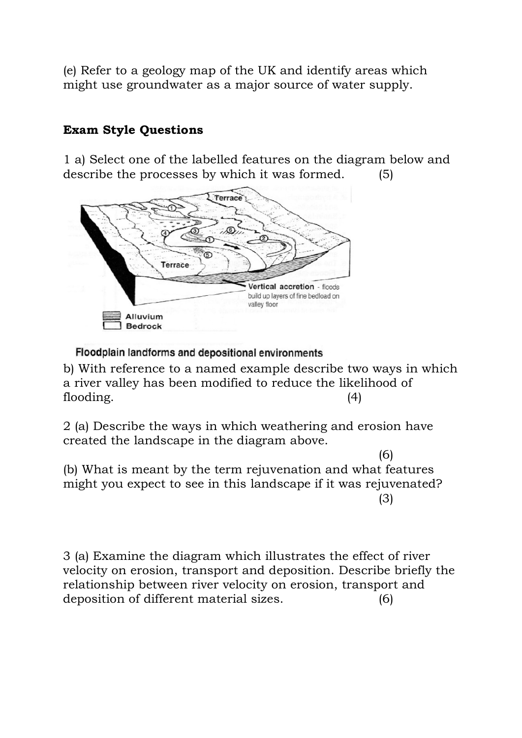(e) Refer to a geology map of the UK and identify areas which might use groundwater as a major source of water supply.

## Exam Style Questions

1 a) Select one of the labelled features on the diagram below and describe the processes by which it was formed. (5)

Floodplain landforms and depositional environments

b) With reference to a named example describe two ways in which a river valley has been modified to reduce the likelihood of flooding. (4)

2 (a) Describe the ways in which weathering and erosion have created the landscape in the diagram above. (6)

(b) What is meant by the term rejuvenation and what features might you expect to see in this landscape if it was rejuvenated? (3)

3 (a) Examine the diagram which illustrates the effect of river velocity on erosion, transport and deposition. Describe briefly the relationship between river velocity on erosion, transport and deposition of different material sizes. (6)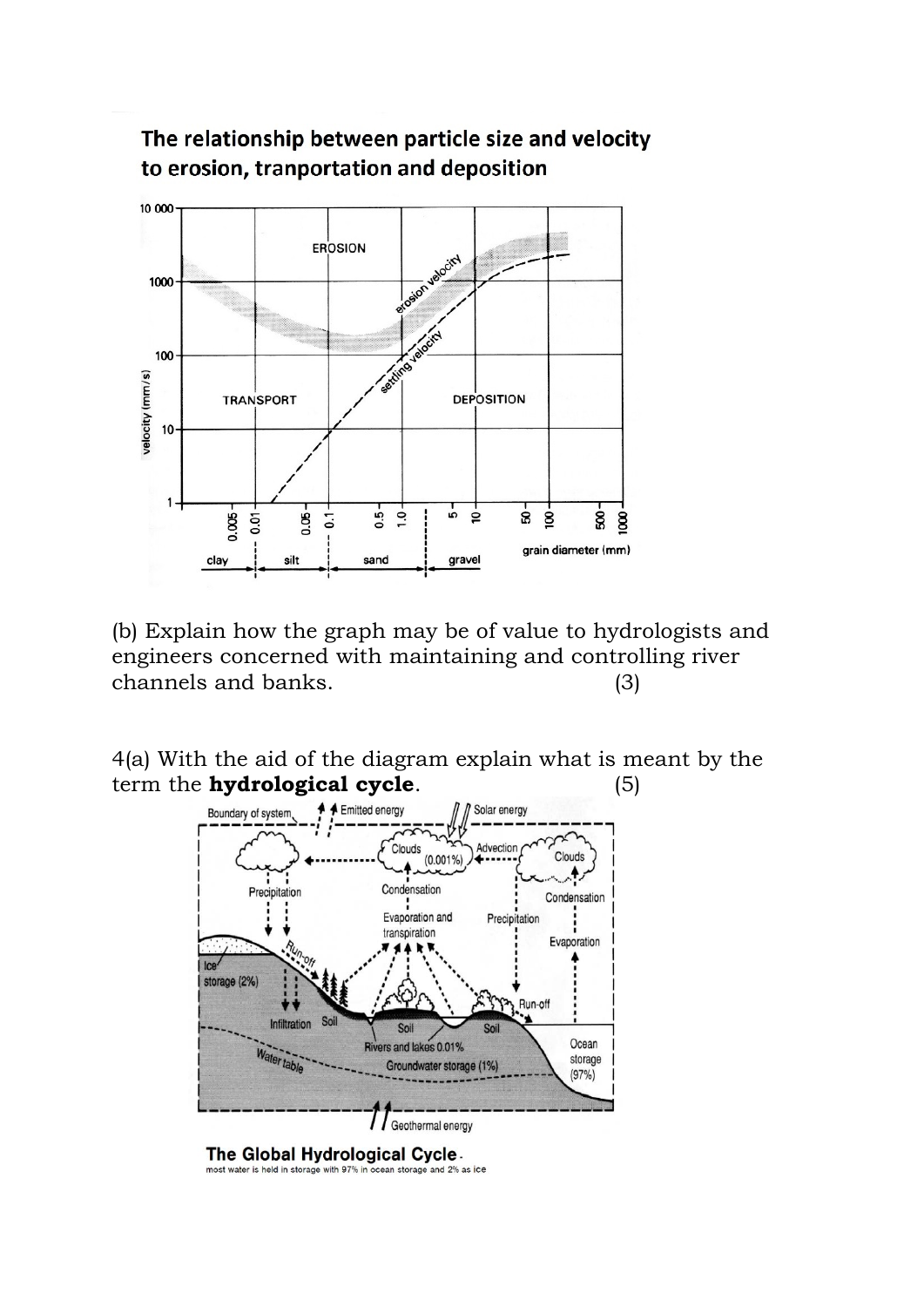**The relationship between particle size and velocity to erosion, tranportation and deposition**

(b) Explain how the graph may be of value to hydrologists and engineers concerned with maintaining and controlling river channels and banks. (3)

4(a) With the aid of the diagram explain what is meant by the term the **hydrological cycle**. (5)

**The Global Hydrological Cycle** - most water is held in storage with 97% in ocean storage and 2% as ice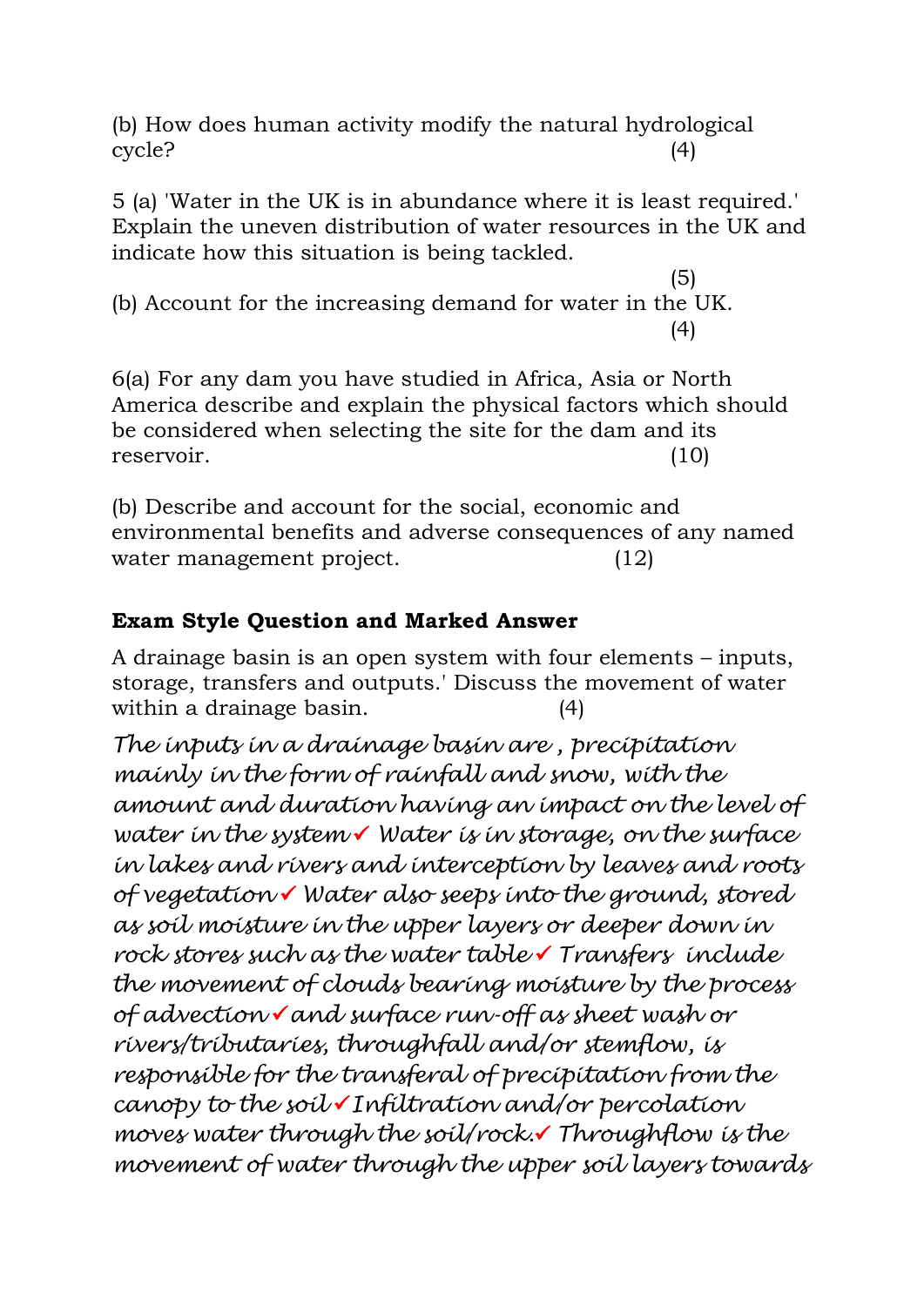(b) How does human activity modify the natural hydrological cycle? (4)

5 (a) 'Water in the UK is in abundance where it is least required.' Explain the uneven distribution of water resources in the UK and indicate how this situation is being tackled. (5)

(b) Account for the increasing demand for water in the UK. (4)

6(a) For any dam you have studied in Africa, Asia or North America describe and explain the physical factors which should be considered when selecting the site for the dam and its reservoir. (10)

(b) Describe and account for the social, economic and environmental benefits and adverse consequences of any named water management project. (12)

**Exam Style Question and Marked Answer**

A drainage basin is an open system with four elements – inputs, storage, transfers and outputs.' Discuss the movement of water within a drainage basin. (4)

*The inputs in a drainage basin are , precipitation mainly in the form of rainfall and snow, with the amount and duration having an impact on the level of water in the system✓ Water is in storage, on the surface in lakes and rivers and interception by leaves and roots of vegetation✓ Water also seeps into the ground, stored as soil moisture in the upper layers or deeper down in rock stores such as the water table✓ Transfers include the movement of clouds bearing moisture by the process of advection✓and surface run-off as sheet wash or rivers/tributaries, throughfall and/or stemflow, is responsible for the transferal of precipitation from the canopy to the soil✓Infiltration and/or percolation moves water through the soil/rock.✓ Throughflow is the movement of water through the upper soil layers towards*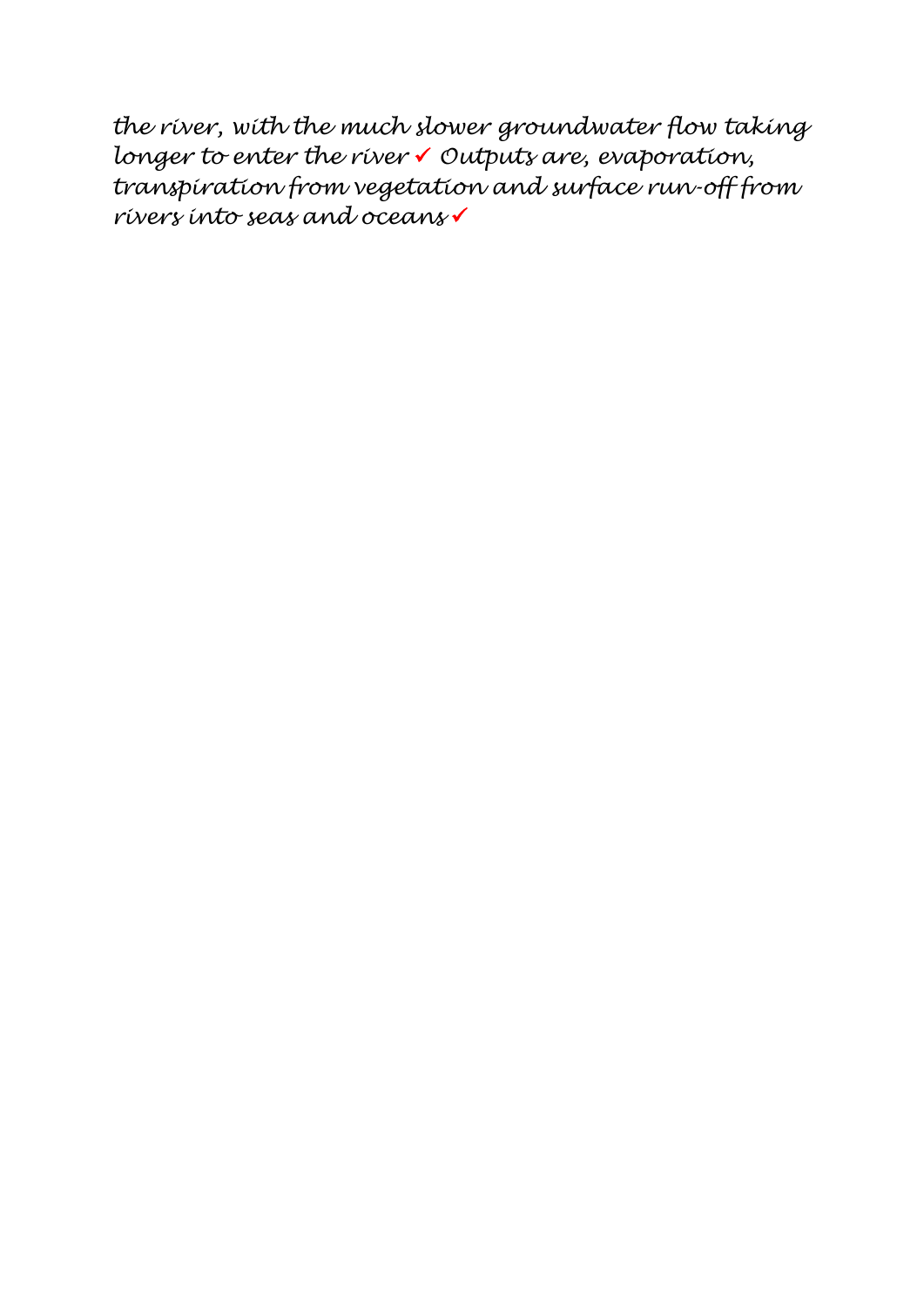*the river, with the much slower groundwater flow taking longer to enter the river* ✓ *Outputs are, evaporation, transpiration from vegetation and surface run-off from rivers into seas and oceans* ✓